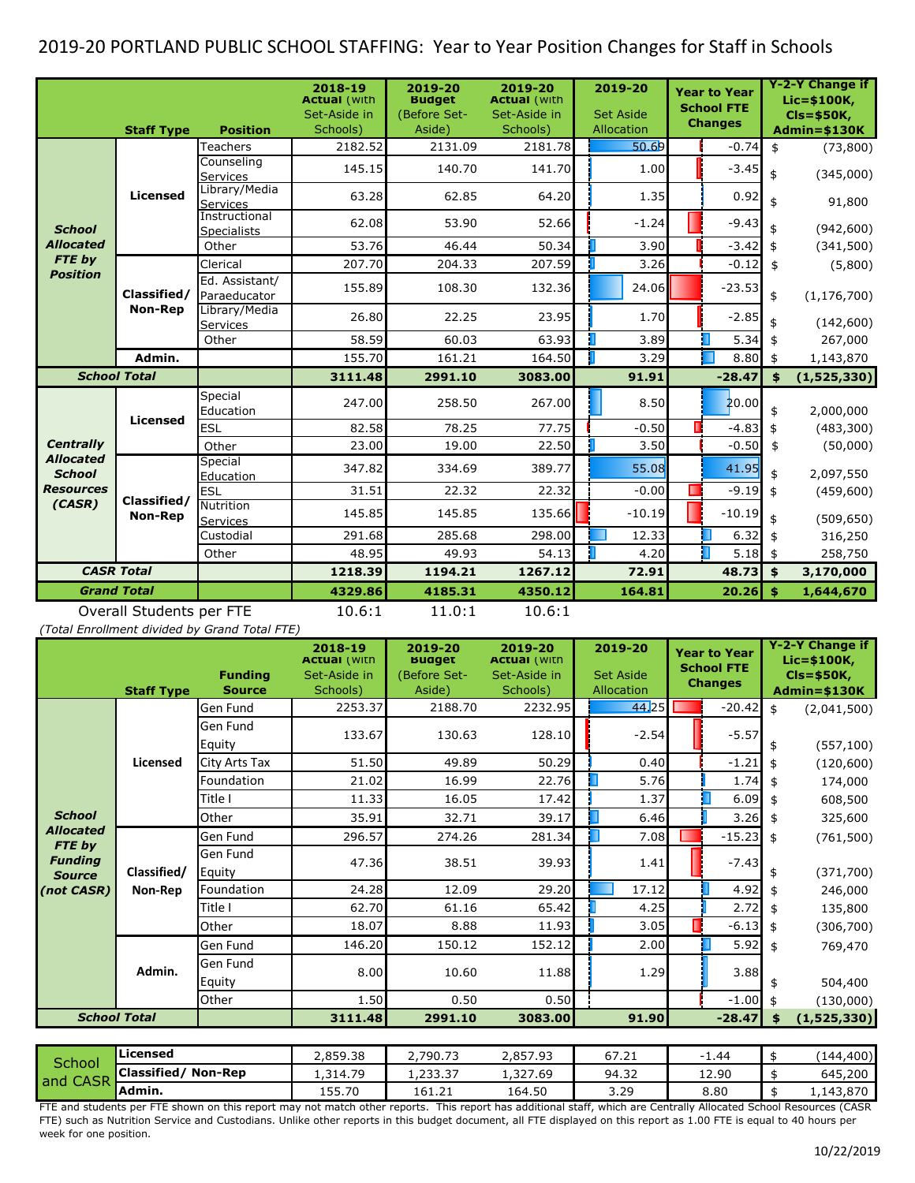# 2019-20 PORTLAND PUBLIC SCHOOL STAFFING: Year to Year Position Changes for Staff in Schools

| | Staff Type | Position | 2018-19 Actual (with Set-Aside in Schools) | 2019-20 Budget (Before Set-Aside) | 2019-20 Actual (with Set-Aside in Schools) | 2019-20 Set Aside Allocation | Year to Year School FTE Changes | Y-2-Y Change if Lic=$100K, Cls=$50K, Admin=$130K |
|---|---|---|---|---|---|---|---|---|
| ***School Allocated FTE by Position*** | **Licensed** | Teachers | 2182.52 | 2131.09 | 2181.78 | 50.69 | -0.74 | $ (73,800) |
| | | Counseling Services | 145.15 | 140.70 | 141.70 | 1.00 | -3.45 | $ (345,000) |
| | | Library/Media Services | 63.28 | 62.85 | 64.20 | 1.35 | 0.92 | $ 91,800 |
| | | Instructional Specialists | 62.08 | 53.90 | 52.66 | -1.24 | -9.43 | $ (942,600) |
| | | Other | 53.76 | 46.44 | 50.34 | 3.90 | -3.42 | $ (341,500) |
| | **Classified/ Non-Rep** | Clerical | 207.70 | 204.33 | 207.59 | 3.26 | -0.12 | $ (5,800) |
| | | Ed. Assistant/ Paraeducator | 155.89 | 108.30 | 132.36 | 24.06 | -23.53 | $ (1,176,700) |
| | | Library/Media Services | 26.80 | 22.25 | 23.95 | 1.70 | -2.85 | $ (142,600) |
| | | Other | 58.59 | 60.03 | 63.93 | 3.89 | 5.34 | $ 267,000 |
| | **Admin.** | | 155.70 | 161.21 | 164.50 | 3.29 | 8.80 | $ 1,143,870 |
| ***School Total*** | | | **3111.48** | **2991.10** | **3083.00** | **91.91** | **-28.47** | **$ (1,525,330)** |
| ***Centrally Allocated School Resources (CASR)*** | **Licensed** | Special Education | 247.00 | 258.50 | 267.00 | 8.50 | 20.00 | $ 2,000,000 |
| | | ESL | 82.58 | 78.25 | 77.75 | -0.50 | -4.83 | $ (483,300) |
| | | Other | 23.00 | 19.00 | 22.50 | 3.50 | -0.50 | $ (50,000) |
| | **Classified/ Non-Rep** | Special Education | 347.82 | 334.69 | 389.77 | 55.08 | 41.95 | $ 2,097,550 |
| | | ESL | 31.51 | 22.32 | 22.32 | -0.00 | -9.19 | $ (459,600) |
| | | Nutrition Services | 145.85 | 145.85 | 135.66 | -10.19 | -10.19 | $ (509,650) |
| | | Custodial | 291.68 | 285.68 | 298.00 | 12.33 | 6.32 | $ 316,250 |
| | | Other | 48.95 | 49.93 | 54.13 | 4.20 | 5.18 | $ 258,750 |
| ***CASR Total*** | | | **1218.39** | **1194.21** | **1267.12** | **72.91** | **48.73** | **$ 3,170,000** |
| ***Grand Total*** | | | **4329.86** | **4185.31** | **4350.12** | **164.81** | **20.26** | **$ 1,644,670** |
| Overall Students per FTE | | | 10.6:1 | 11.0:1 | 10.6:1 | | | |

*(Total Enrollment divided by Grand Total FTE)*

| | Staff Type | Funding Source | 2018-19 Actual (with Set-Aside in Schools) | 2019-20 Budget (Before Set-Aside) | 2019-20 Actual (with Set-Aside in Schools) | 2019-20 Set Aside Allocation | Year to Year School FTE Changes | Y-2-Y Change if Lic=$100K, Cls=$50K, Admin=$130K |
|---|---|---|---|---|---|---|---|---|
| ***School Allocated FTE by Funding Source (not CASR)*** | **Licensed** | Gen Fund | 2253.37 | 2188.70 | 2232.95 | 44.25 | -20.42 | $ (2,041,500) |
| | | Gen Fund Equity | 133.67 | 130.63 | 128.10 | -2.54 | -5.57 | $ (557,100) |
| | | City Arts Tax | 51.50 | 49.89 | 50.29 | 0.40 | -1.21 | $ (120,600) |
| | | Foundation | 21.02 | 16.99 | 22.76 | 5.76 | 1.74 | $ 174,000 |
| | | Title I | 11.33 | 16.05 | 17.42 | 1.37 | 6.09 | $ 608,500 |
| | | Other | 35.91 | 32.71 | 39.17 | 6.46 | 3.26 | $ 325,600 |
| | **Classified/ Non-Rep** | Gen Fund | 296.57 | 274.26 | 281.34 | 7.08 | -15.23 | $ (761,500) |
| | | Gen Fund Equity | 47.36 | 38.51 | 39.93 | 1.41 | -7.43 | $ (371,700) |
| | | Foundation | 24.28 | 12.09 | 29.20 | 17.12 | 4.92 | $ 246,000 |
| | | Title I | 62.70 | 61.16 | 65.42 | 4.25 | 2.72 | $ 135,800 |
| | | Other | 18.07 | 8.88 | 11.93 | 3.05 | -6.13 | $ (306,700) |
| | **Admin.** | Gen Fund | 146.20 | 150.12 | 152.12 | 2.00 | 5.92 | $ 769,470 |
| | | Gen Fund Equity | 8.00 | 10.60 | 11.88 | 1.29 | 3.88 | $ 504,400 |
| | | Other | 1.50 | 0.50 | 0.50 | | -1.00 | $ (130,000) |
| ***School Total*** | | | **3111.48** | **2991.10** | **3083.00** | **91.90** | **-28.47** | **$ (1,525,330)** |

| School and CASR | | 2018-19 | 2019-20 Budget | 2019-20 Actual | Set Aside | Y-2-Y FTE | Y-2-Y Change |
|---|---|---|---|---|---|---|---|
| | **Licensed** | 2,859.38 | 2,790.73 | 2,857.93 | 67.21 | -1.44 | $ (144,400) |
| | **Classified/ Non-Rep** | 1,314.79 | 1,233.37 | 1,327.69 | 94.32 | 12.90 | $ 645,200 |
| | **Admin.** | 155.70 | 161.21 | 164.50 | 3.29 | 8.80 | $ 1,143,870 |

FTE and students per FTE shown on this report may not match other reports. This report has additional staff, which are Centrally Allocated School Resources (CASR FTE) such as Nutrition Service and Custodians. Unlike other reports in this budget document, all FTE displayed on this report as 1.00 FTE is equal to 40 hours per week for one position.

10/22/2019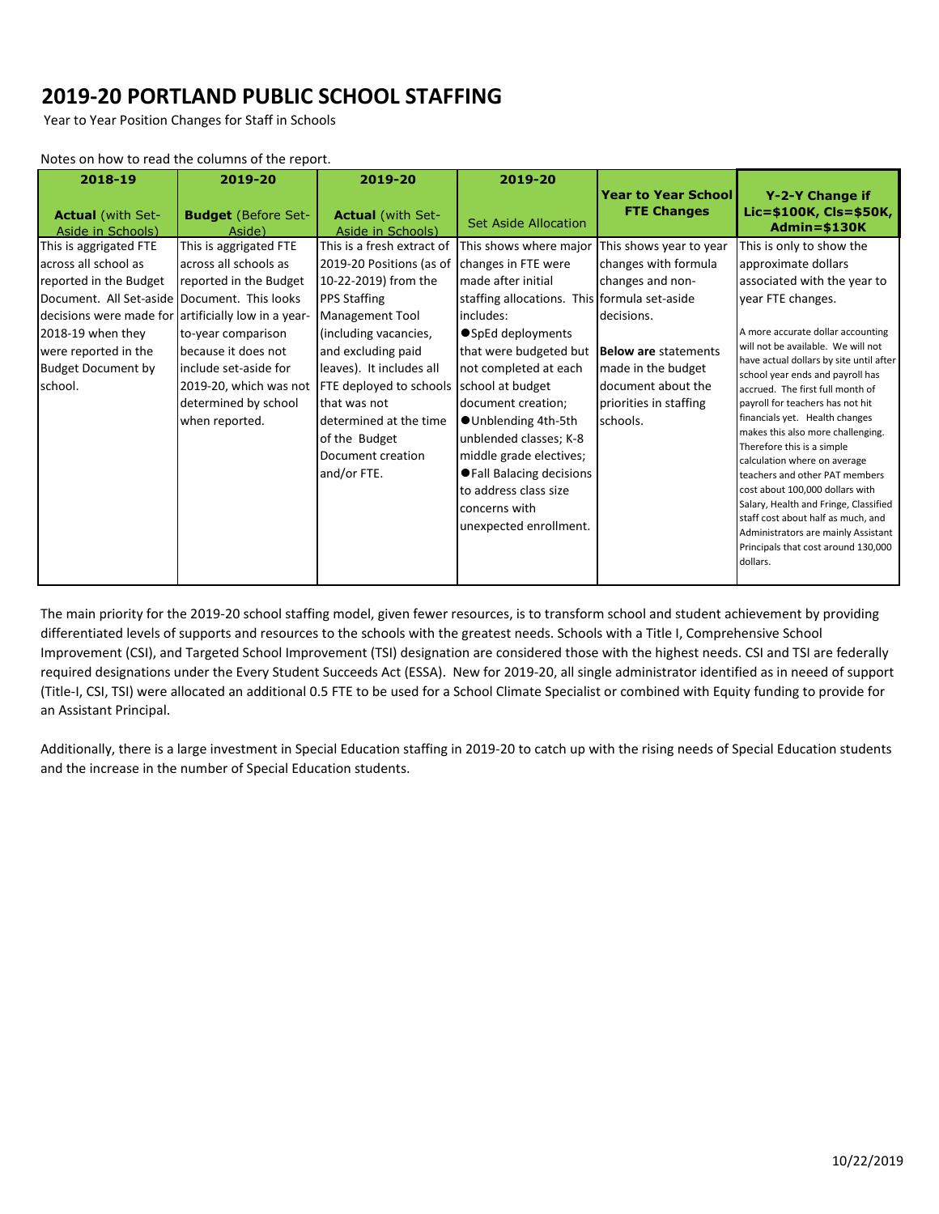# 2019-20 PORTLAND PUBLIC SCHOOL STAFFING

Year to Year Position Changes for Staff in Schools

Notes on how to read the columns of the report.

| 2018-19<br><br>**Actual** (with Set-Aside in Schools) | 2019-20<br><br>**Budget** (Before Set-Aside) | 2019-20<br><br>**Actual** (with Set-Aside in Schools) | 2019-20<br><br>Set Aside Allocation | **Year to Year School FTE Changes** | **Y-2-Y Change if Lic=$100K, Cls=$50K, Admin=$130K** |
|---|---|---|---|---|---|
| This is aggrigated FTE across all school as reported in the Budget Document. All Set-aside decisions were made for 2018-19 when they were reported in the Budget Document by school. | This is aggrigated FTE across all schools as reported in the Budget Document. This looks artificially low in a year-to-year comparison because it does not include set-aside for 2019-20, which was not determined by school when reported. | This is a fresh extract of 2019-20 Positions (as of 10-22-2019) from the PPS Staffing Management Tool (including vacancies, and excluding paid leaves). It includes all FTE deployed to schools that was not determined at the time of the Budget Document creation and/or FTE. | This shows where major changes in FTE were made after initial staffing allocations. This includes:<br>● SpEd deployments that were budgeted but not completed at each school at budget document creation;<br>● Unblending 4th-5th unblended classes; K-8 middle grade electives;<br>● Fall Balacing decisions to address class size concerns with unexpected enrollment. | This shows year to year changes with formula changes and non-formula set-aside decisions.<br><br>**Below are** statements made in the budget document about the priorities in staffing schools. | This is only to show the approximate dollars associated with the year to year FTE changes.<br><br>A more accurate dollar accounting will not be available. We will not have actual dollars by site until after school year ends and payroll has accrued. The first full month of payroll for teachers has not hit financials yet. Health changes makes this also more challenging. Therefore this is a simple calculation where on average teachers and other PAT members cost about 100,000 dollars with Salary, Health and Fringe, Classified staff cost about half as much, and Administrators are mainly Assistant Principals that cost around 130,000 dollars. |

The main priority for the 2019-20 school staffing model, given fewer resources, is to transform school and student achievement by providing differentiated levels of supports and resources to the schools with the greatest needs. Schools with a Title I, Comprehensive School Improvement (CSI), and Targeted School Improvement (TSI) designation are considered those with the highest needs. CSI and TSI are federally required designations under the Every Student Succeeds Act (ESSA). New for 2019-20, all single administrator identified as in neeed of support (Title-I, CSI, TSI) were allocated an additional 0.5 FTE to be used for a School Climate Specialist or combined with Equity funding to provide for an Assistant Principal.

Additionally, there is a large investment in Special Education staffing in 2019-20 to catch up with the rising needs of Special Education students and the increase in the number of Special Education students.